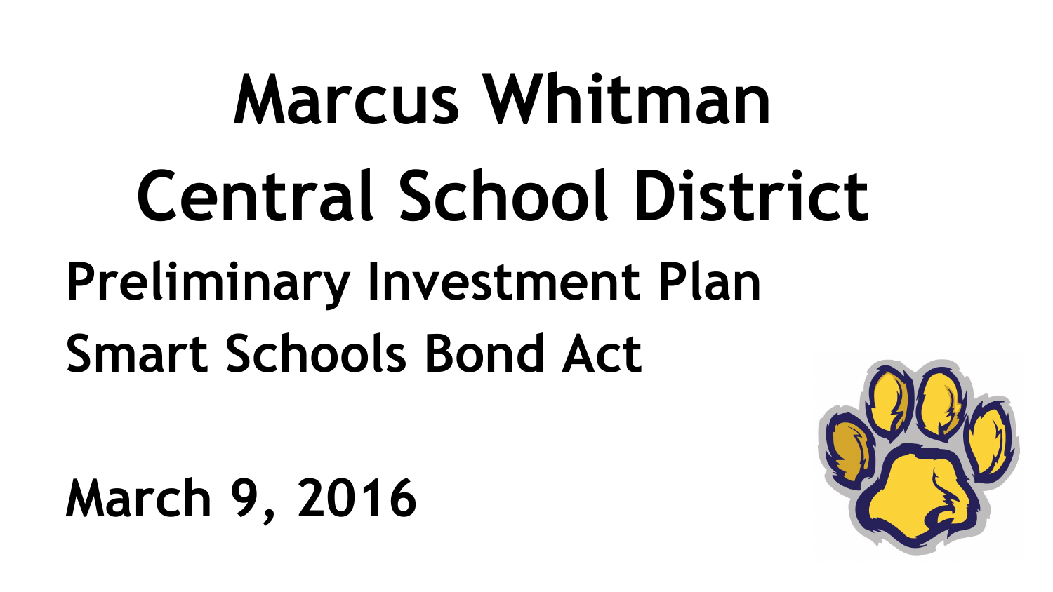# Marcus Whitman Central School District

## Preliminary Investment Plan

## Smart Schools Bond Act

## March 9, 2016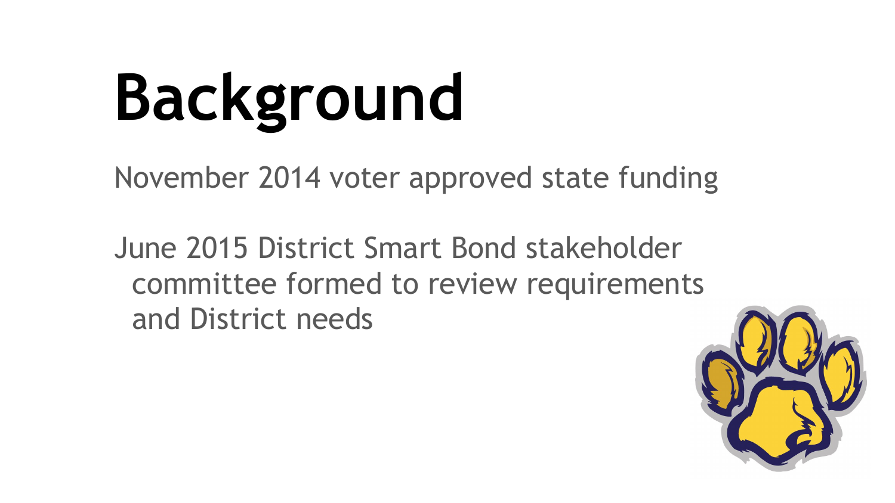# Background

November 2014 voter approved state funding

June 2015 District Smart Bond stakeholder committee formed to review requirements and District needs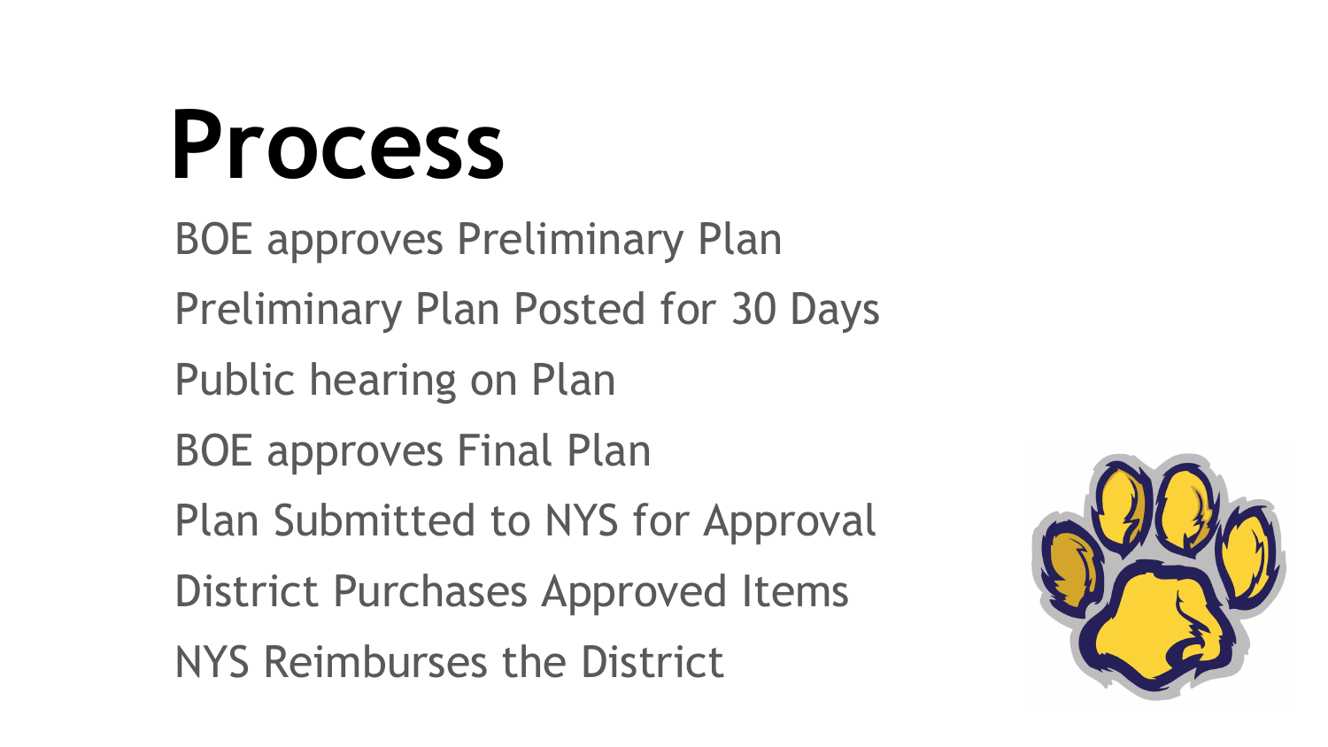# Process

BOE approves Preliminary Plan

Preliminary Plan Posted for 30 Days

Public hearing on Plan

BOE approves Final Plan

Plan Submitted to NYS for Approval

District Purchases Approved Items

NYS Reimburses the District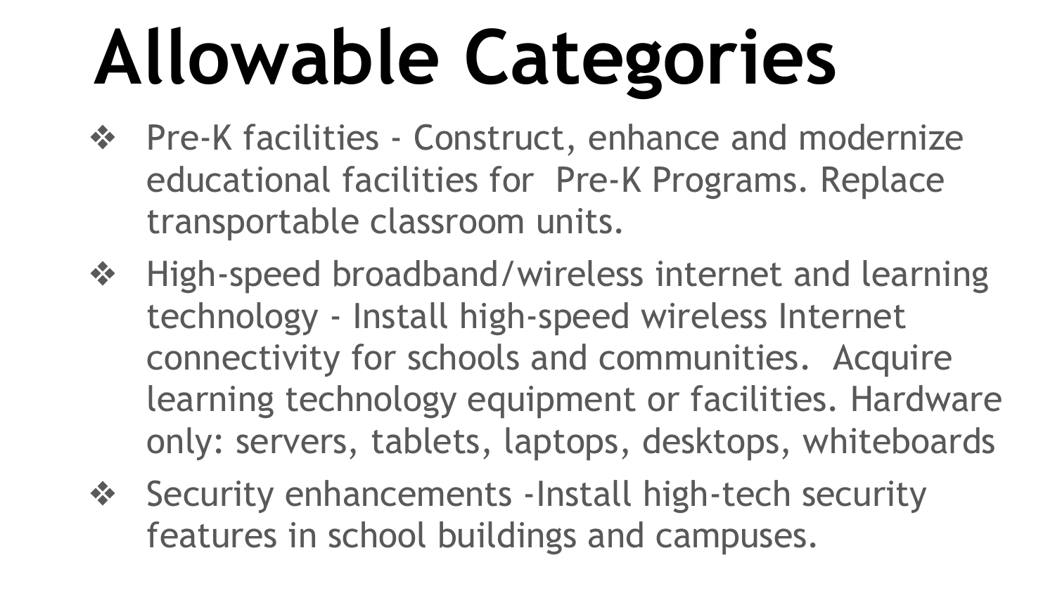# Allowable Categories

- Pre-K facilities - Construct, enhance and modernize educational facilities for Pre-K Programs. Replace transportable classroom units.
- High-speed broadband/wireless internet and learning technology - Install high-speed wireless Internet connectivity for schools and communities. Acquire learning technology equipment or facilities. Hardware only: servers, tablets, laptops, desktops, whiteboards
- Security enhancements -Install high-tech security features in school buildings and campuses.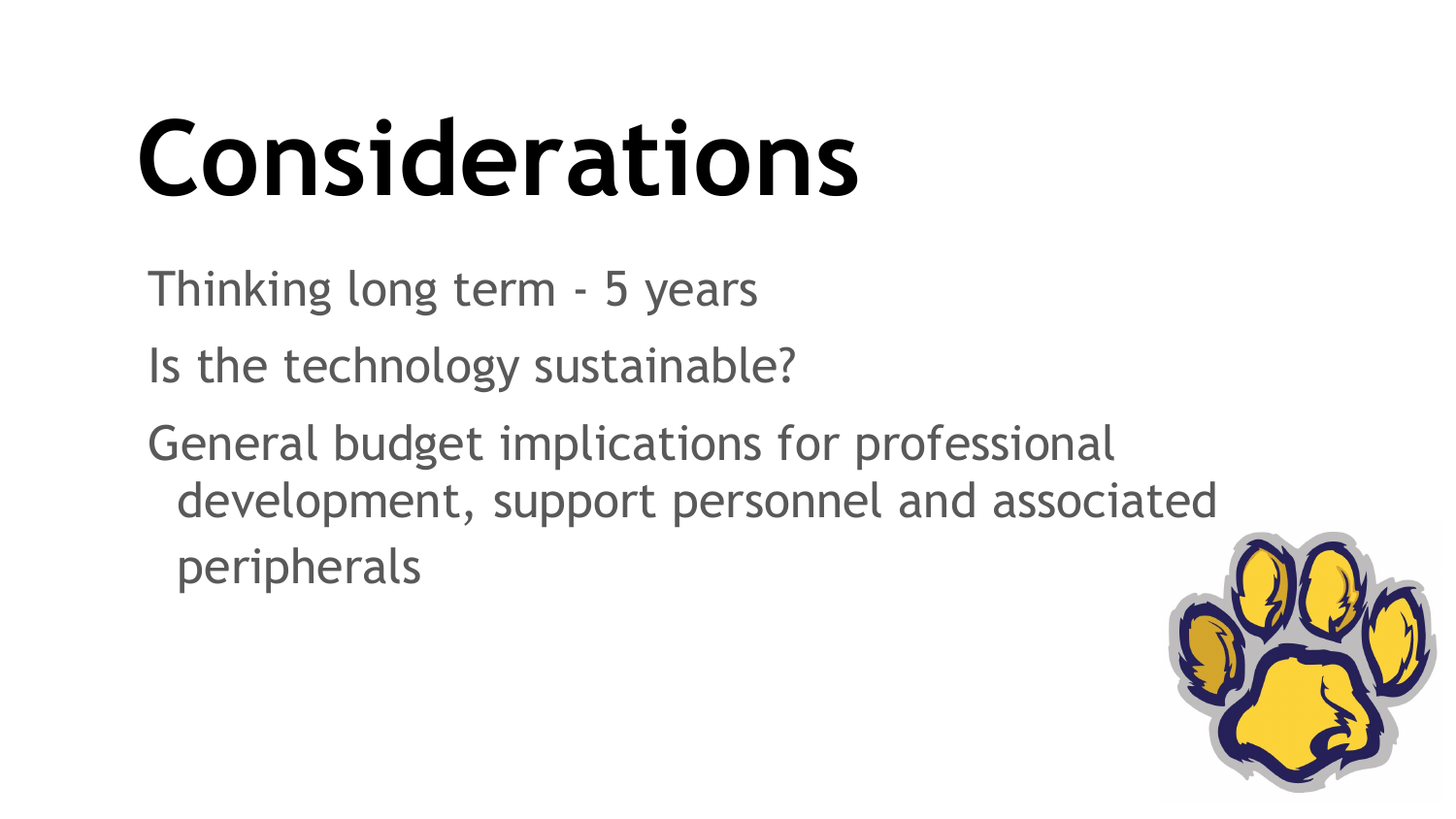# Considerations

- Thinking long term - 5 years
- Is the technology sustainable?
- General budget implications for professional development, support personnel and associated peripherals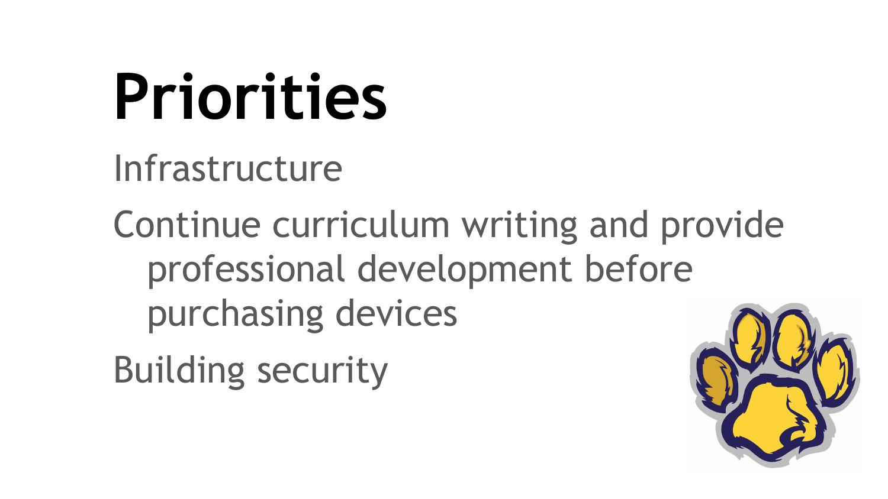# Priorities

- Infrastructure
- Continue curriculum writing and provide professional development before purchasing devices
- Building security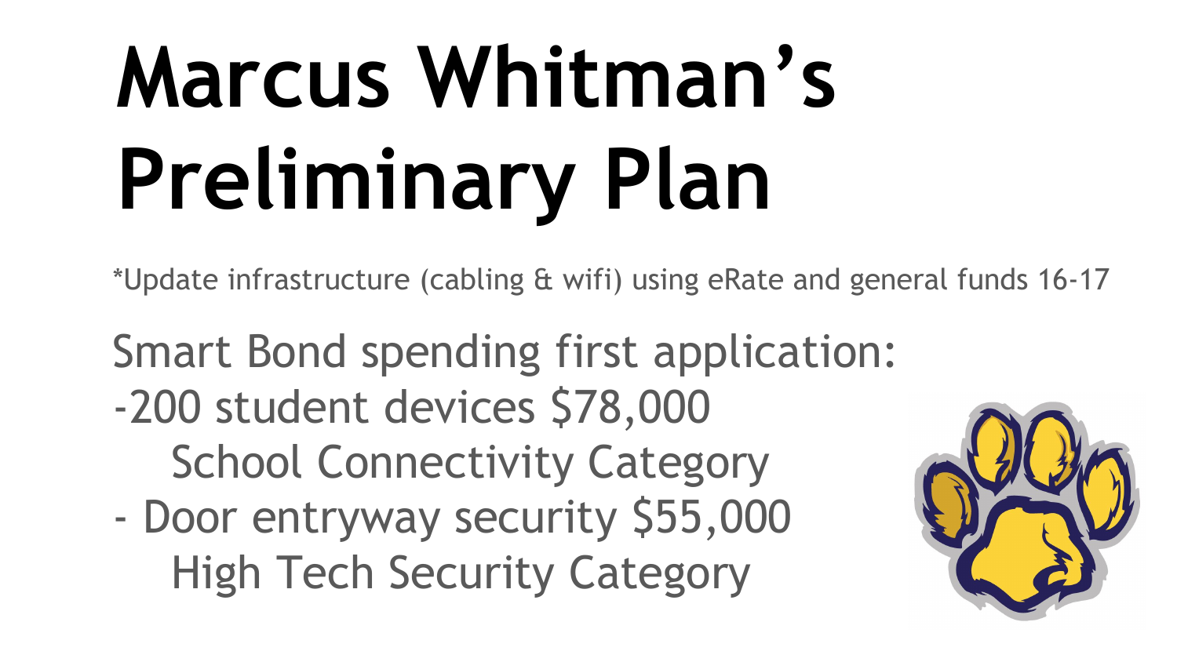# Marcus Whitman's Preliminary Plan

*Update infrastructure (cabling & wifi) using eRate and general funds 16-17

Smart Bond spending first application:

- 200 student devices $78,000
  - School Connectivity Category
- Door entryway security $55,000
  - High Tech Security Category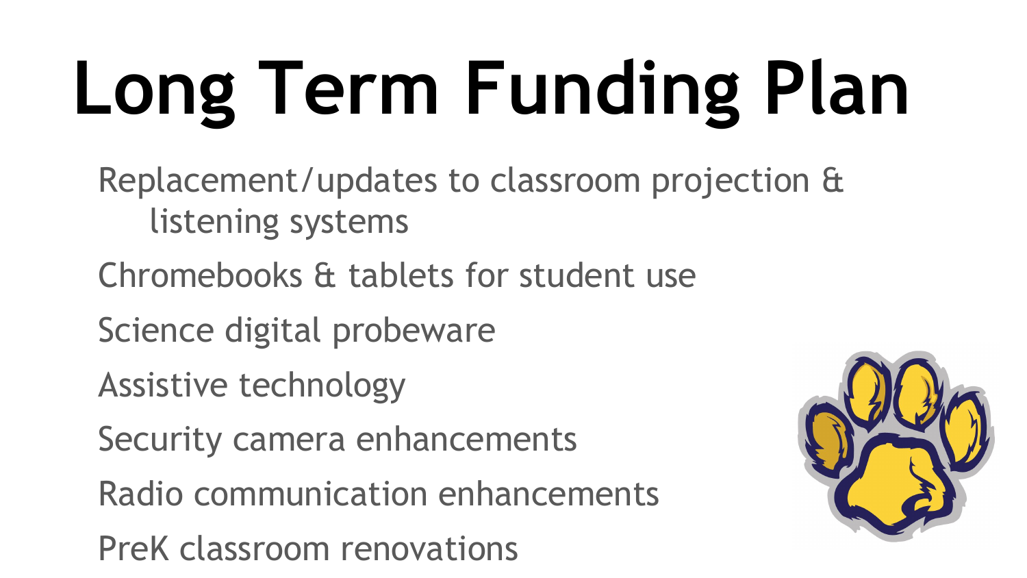# Long Term Funding Plan

- Replacement/updates to classroom projection & listening systems
- Chromebooks & tablets for student use
- Science digital probeware
- Assistive technology
- Security camera enhancements
- Radio communication enhancements
- PreK classroom renovations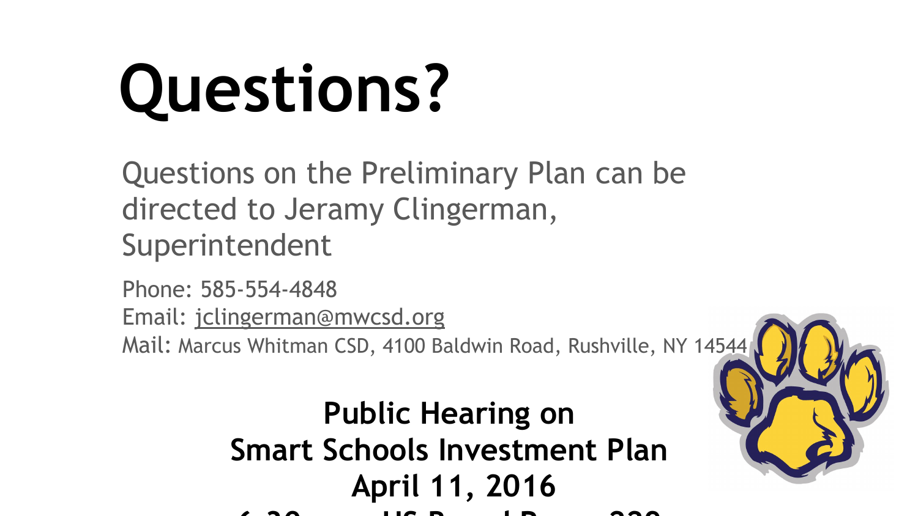# Questions?

Questions on the Preliminary Plan can be directed to Jeramy Clingerman, Superintendent

Phone: 585-554-4848
Email: jclingerman@mwcsd.org
Mail: Marcus Whitman CSD, 4100 Baldwin Road, Rushville, NY 14544

**Public Hearing on**
**Smart Schools Investment Plan**
**April 11, 2016**